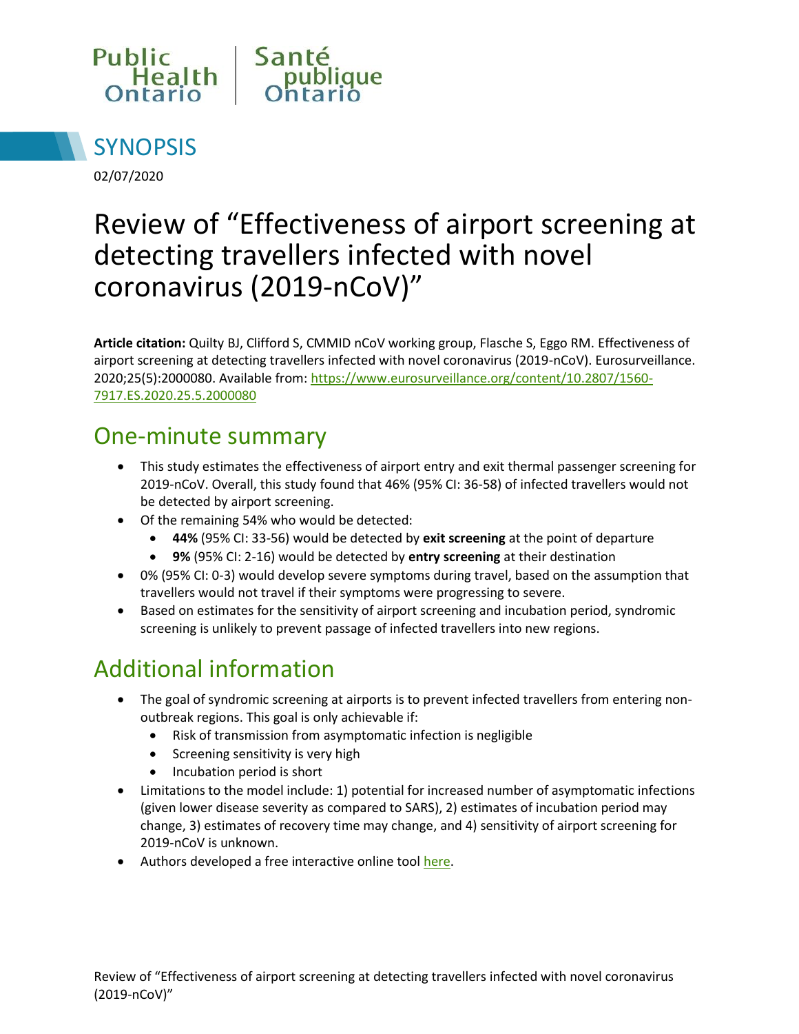Public Health Ontario | Santé publique Ontario

# SYNOPSIS

02/07/2020

# Review of "Effectiveness of airport screening at detecting travellers infected with novel coronavirus (2019-nCoV)"

**Article citation:** Quilty BJ, Clifford S, CMMID nCoV working group, Flasche S, Eggo RM. Effectiveness of airport screening at detecting travellers infected with novel coronavirus (2019-nCoV). Eurosurveillance. 2020;25(5):2000080. Available from: [https://www.eurosurveillance.org/content/10.2807/1560-7917.ES.2020.25.5.2000080](https://www.eurosurveillance.org/content/10.2807/1560-7917.ES.2020.25.5.2000080)

## One-minute summary

- This study estimates the effectiveness of airport entry and exit thermal passenger screening for 2019-nCoV. Overall, this study found that 46% (95% CI: 36-58) of infected travellers would not be detected by airport screening.
- Of the remaining 54% who would be detected:
  - **44%** (95% CI: 33-56) would be detected by **exit screening** at the point of departure
  - **9%** (95% CI: 2-16) would be detected by **entry screening** at their destination
- 0% (95% CI: 0-3) would develop severe symptoms during travel, based on the assumption that travellers would not travel if their symptoms were progressing to severe.
- Based on estimates for the sensitivity of airport screening and incubation period, syndromic screening is unlikely to prevent passage of infected travellers into new regions.

## Additional information

- The goal of syndromic screening at airports is to prevent infected travellers from entering non-outbreak regions. This goal is only achievable if:
  - Risk of transmission from asymptomatic infection is negligible
  - Screening sensitivity is very high
  - Incubation period is short
- Limitations to the model include: 1) potential for increased number of asymptomatic infections (given lower disease severity as compared to SARS), 2) estimates of incubation period may change, 3) estimates of recovery time may change, and 4) sensitivity of airport screening for 2019-nCoV is unknown.
- Authors developed a free interactive online tool here.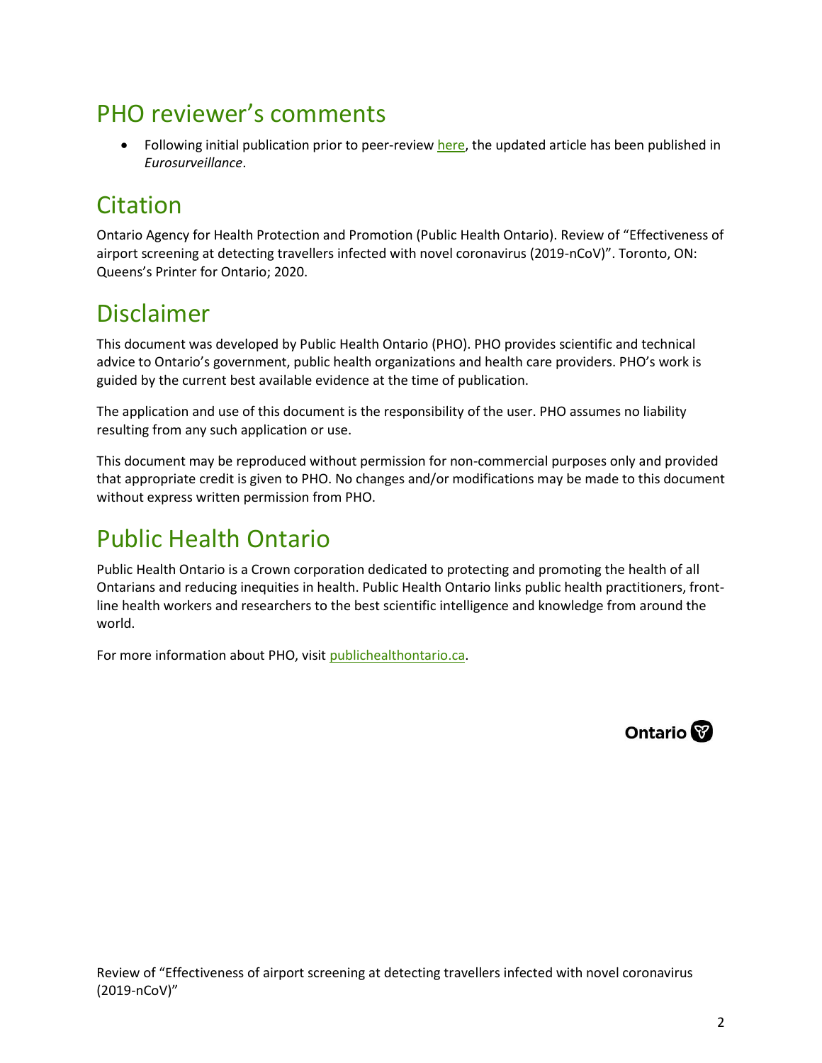## PHO reviewer's comments

- Following initial publication prior to peer-review here, the updated article has been published in *Eurosurveillance*.

## Citation

Ontario Agency for Health Protection and Promotion (Public Health Ontario). Review of "Effectiveness of airport screening at detecting travellers infected with novel coronavirus (2019-nCoV)". Toronto, ON: Queens's Printer for Ontario; 2020.

## Disclaimer

This document was developed by Public Health Ontario (PHO). PHO provides scientific and technical advice to Ontario's government, public health organizations and health care providers. PHO's work is guided by the current best available evidence at the time of publication.

The application and use of this document is the responsibility of the user. PHO assumes no liability resulting from any such application or use.

This document may be reproduced without permission for non-commercial purposes only and provided that appropriate credit is given to PHO. No changes and/or modifications may be made to this document without express written permission from PHO.

## Public Health Ontario

Public Health Ontario is a Crown corporation dedicated to protecting and promoting the health of all Ontarians and reducing inequities in health. Public Health Ontario links public health practitioners, front-line health workers and researchers to the best scientific intelligence and knowledge from around the world.

For more information about PHO, visit publichealthontario.ca.

Ontario